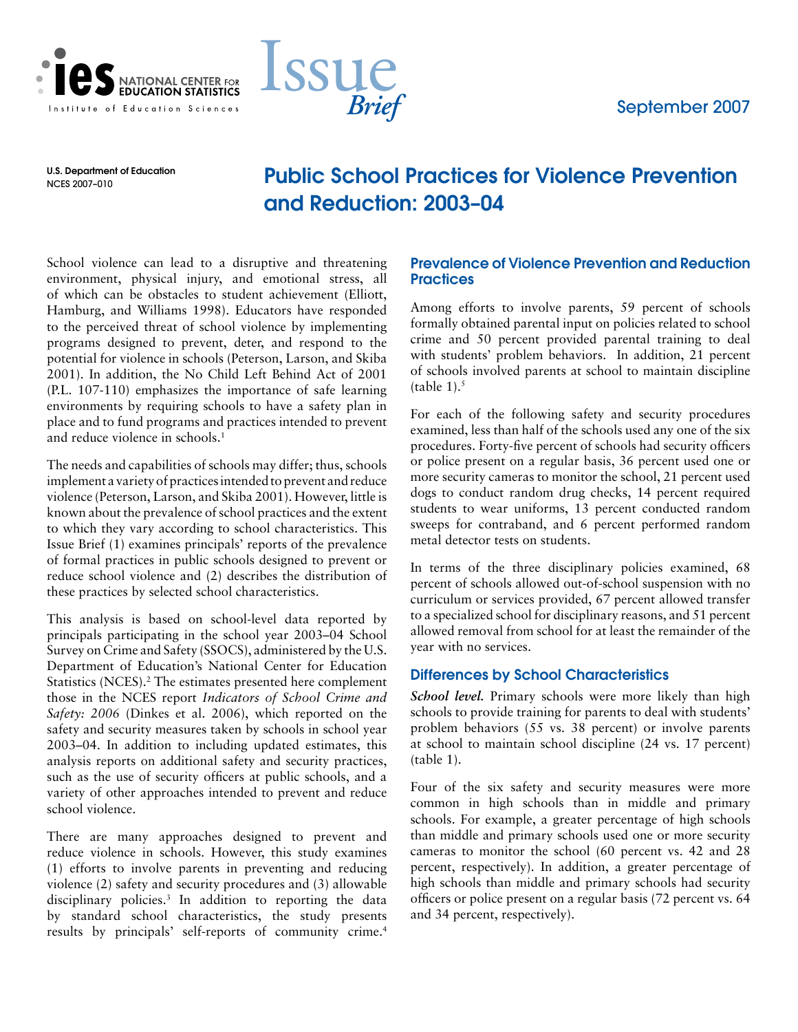Issue Brief

September 2007

U.S. Department of Education
NCES 2007–010

# Public School Practices for Violence Prevention and Reduction: 2003–04

School violence can lead to a disruptive and threatening environment, physical injury, and emotional stress, all of which can be obstacles to student achievement (Elliott, Hamburg, and Williams 1998). Educators have responded to the perceived threat of school violence by implementing programs designed to prevent, deter, and respond to the potential for violence in schools (Peterson, Larson, and Skiba 2001). In addition, the No Child Left Behind Act of 2001 (P.L. 107-110) emphasizes the importance of safe learning environments by requiring schools to have a safety plan in place and to fund programs and practices intended to prevent and reduce violence in schools.[1]

The needs and capabilities of schools may differ; thus, schools implement a variety of practices intended to prevent and reduce violence (Peterson, Larson, and Skiba 2001). However, little is known about the prevalence of school practices and the extent to which they vary according to school characteristics. This Issue Brief (1) examines principals' reports of the prevalence of formal practices in public schools designed to prevent or reduce school violence and (2) describes the distribution of these practices by selected school characteristics.

This analysis is based on school-level data reported by principals participating in the school year 2003–04 School Survey on Crime and Safety (SSOCS), administered by the U.S. Department of Education's National Center for Education Statistics (NCES).[2] The estimates presented here complement those in the NCES report *Indicators of School Crime and Safety: 2006* (Dinkes et al. 2006), which reported on the safety and security measures taken by schools in school year 2003–04. In addition to including updated estimates, this analysis reports on additional safety and security practices, such as the use of security officers at public schools, and a variety of other approaches intended to prevent and reduce school violence.

There are many approaches designed to prevent and reduce violence in schools. However, this study examines (1) efforts to involve parents in preventing and reducing violence (2) safety and security procedures and (3) allowable disciplinary policies.[3] In addition to reporting the data by standard school characteristics, the study presents results by principals' self-reports of community crime.[4]

## Prevalence of Violence Prevention and Reduction Practices

Among efforts to involve parents, 59 percent of schools formally obtained parental input on policies related to school crime and 50 percent provided parental training to deal with students' problem behaviors. In addition, 21 percent of schools involved parents at school to maintain discipline (table 1).[5]

For each of the following safety and security procedures examined, less than half of the schools used any one of the six procedures. Forty-five percent of schools had security officers or police present on a regular basis, 36 percent used one or more security cameras to monitor the school, 21 percent used dogs to conduct random drug checks, 14 percent required students to wear uniforms, 13 percent conducted random sweeps for contraband, and 6 percent performed random metal detector tests on students.

In terms of the three disciplinary policies examined, 68 percent of schools allowed out-of-school suspension with no curriculum or services provided, 67 percent allowed transfer to a specialized school for disciplinary reasons, and 51 percent allowed removal from school for at least the remainder of the year with no services.

## Differences by School Characteristics

***School level.*** Primary schools were more likely than high schools to provide training for parents to deal with students' problem behaviors (55 vs. 38 percent) or involve parents at school to maintain school discipline (24 vs. 17 percent) (table 1).

Four of the six safety and security measures were more common in high schools than in middle and primary schools. For example, a greater percentage of high schools than middle and primary schools used one or more security cameras to monitor the school (60 percent vs. 42 and 28 percent, respectively). In addition, a greater percentage of high schools than middle and primary schools had security officers or police present on a regular basis (72 percent vs. 64 and 34 percent, respectively).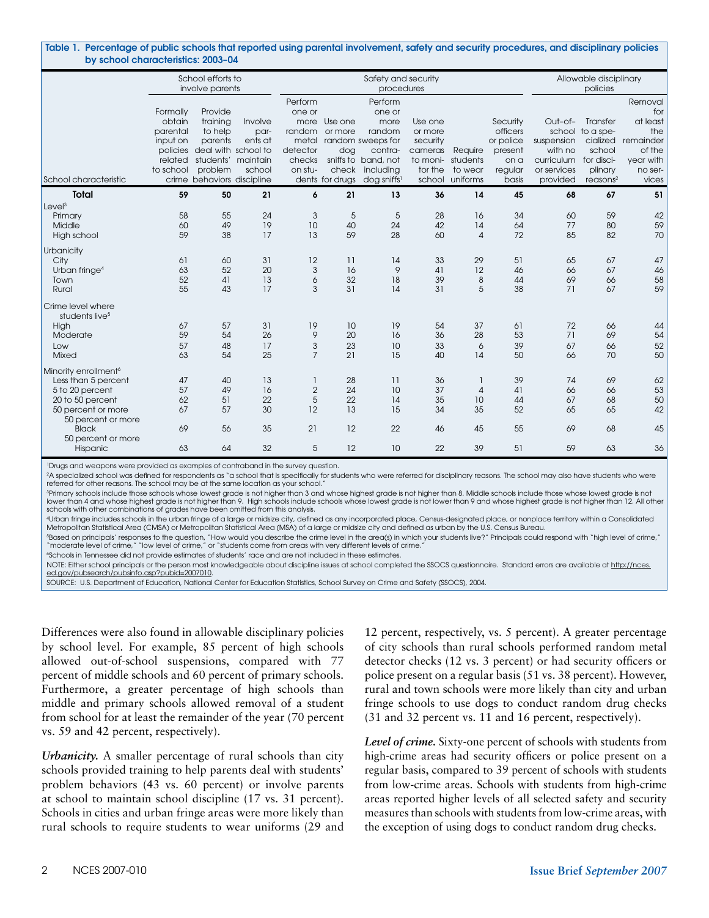**Table 1. Percentage of public schools that reported using parental involvement, safety and security procedures, and disciplinary policies by school characteristics: 2003–04**

| School characteristic | School efforts to involve parents | | | Safety and security procedures | | | | | | Allowable disciplinary policies | | |
|---|---|---|---|---|---|---|---|---|---|---|---|---|
| | Formally obtain parental input on policies related to school crime | Provide training to help parents deal with students' problem behaviors | Involve parents at school to maintain school discipline | Perform one or more random metal detector checks on students | Use one or more dog sniffs to check for drugs | Perform one or more random sweeps for contraband, not including dog sniffs[1] | Use one or more security cameras to monitor the school | Require students to wear uniforms | Security officers or police present on a regular basis | Out-of-school suspension with no curriculum or services provided | Transfer to a specialized school for disciplinary reasons[2] | Removal for at least the remainder of the year with no services |
| **Total** | **59** | **50** | **21** | **6** | **21** | **13** | **36** | **14** | **45** | **68** | **67** | **51** |
| Level[3] | | | | | | | | | | | | |
| Primary | 58 | 55 | 24 | 3 | 5 | 5 | 28 | 16 | 34 | 60 | 59 | 42 |
| Middle | 60 | 49 | 19 | 10 | 40 | 24 | 42 | 14 | 64 | 77 | 80 | 59 |
| High school | 59 | 38 | 17 | 13 | 59 | 28 | 60 | 4 | 72 | 85 | 82 | 70 |
| Urbanicity | | | | | | | | | | | | |
| City | 61 | 60 | 31 | 12 | 11 | 14 | 33 | 29 | 51 | 65 | 67 | 47 |
| Urban fringe[4] | 63 | 52 | 20 | 3 | 16 | 9 | 41 | 12 | 46 | 66 | 67 | 46 |
| Town | 52 | 41 | 13 | 6 | 32 | 18 | 39 | 8 | 44 | 69 | 66 | 58 |
| Rural | 55 | 43 | 17 | 3 | 31 | 14 | 31 | 5 | 38 | 71 | 67 | 59 |
| Crime level where students live[5] | | | | | | | | | | | | |
| High | 67 | 57 | 31 | 19 | 10 | 19 | 54 | 37 | 61 | 72 | 66 | 44 |
| Moderate | 59 | 54 | 26 | 9 | 20 | 16 | 36 | 28 | 53 | 71 | 69 | 54 |
| Low | 57 | 48 | 17 | 3 | 23 | 10 | 33 | 6 | 39 | 67 | 66 | 52 |
| Mixed | 63 | 54 | 25 | 7 | 21 | 15 | 40 | 14 | 50 | 66 | 70 | 50 |
| Minority enrollment[6] | | | | | | | | | | | | |
| Less than 5 percent | 47 | 40 | 13 | 1 | 28 | 11 | 36 | 1 | 39 | 74 | 69 | 62 |
| 5 to 20 percent | 57 | 49 | 16 | 2 | 24 | 10 | 37 | 4 | 41 | 66 | 66 | 53 |
| 20 to 50 percent | 62 | 51 | 22 | 5 | 22 | 14 | 35 | 10 | 44 | 67 | 68 | 50 |
| 50 percent or more | 67 | 57 | 30 | 12 | 13 | 15 | 34 | 35 | 52 | 65 | 65 | 42 |
| 50 percent or more Black | 69 | 56 | 35 | 21 | 12 | 22 | 46 | 45 | 55 | 69 | 68 | 45 |
| 50 percent or more Hispanic | 63 | 64 | 32 | 5 | 12 | 10 | 22 | 39 | 51 | 59 | 63 | 36 |

[1]Drugs and weapons were provided as examples of contraband in the survey question.

[2]A specialized school was defined for respondents as "a school that is specifically for students who were referred for disciplinary reasons. The school may also have students who were referred for other reasons. The school may be at the same location as your school."

[3]Primary schools include those schools whose lowest grade is not higher than 3 and whose highest grade is not higher than 8. Middle schools include those whose lowest grade is not lower than 4 and whose highest grade is not higher than 9. High schools include schools whose lowest grade is not lower than 9 and whose highest grade is not higher than 12. All other schools with other combinations of grades have been omitted from this analysis.

[4]Urban fringe includes schools in the urban fringe of a large or midsize city, defined as any incorporated place, Census-designated place, or nonplace territory within a Consolidated Metropolitan Statistical Area (CMSA) or Metropolitan Statistical Area (MSA) of a large or midsize city and defined as urban by the U.S. Census Bureau.

[5]Based on principals' responses to the question, "How would you describe the crime level in the area(s) in which your students live?" Principals could respond with "high level of crime," "moderate level of crime," "low level of crime," or "students come from areas with very different levels of crime."

[6]Schools in Tennessee did not provide estimates of students' race and are not included in these estimates.

NOTE: Either school principals or the person most knowledgeable about discipline issues at school completed the SSOCS questionnaire. Standard errors are available at http://nces.ed.gov/pubsearch/pubsinfo.asp?pubid=2007010.

SOURCE: U.S. Department of Education, National Center for Education Statistics, School Survey on Crime and Safety (SSOCS), 2004.

Differences were also found in allowable disciplinary policies by school level. For example, 85 percent of high schools allowed out-of-school suspensions, compared with 77 percent of middle schools and 60 percent of primary schools. Furthermore, a greater percentage of high schools than middle and primary schools allowed removal of a student from school for at least the remainder of the year (70 percent vs. 59 and 42 percent, respectively).

***Urbanicity.*** A smaller percentage of rural schools than city schools provided training to help parents deal with students' problem behaviors (43 vs. 60 percent) or involve parents at school to maintain school discipline (17 vs. 31 percent). Schools in cities and urban fringe areas were more likely than rural schools to require students to wear uniforms (29 and 12 percent, respectively, vs. 5 percent). A greater percentage of city schools than rural schools performed random metal detector checks (12 vs. 3 percent) or had security officers or police present on a regular basis (51 vs. 38 percent). However, rural and town schools were more likely than city and urban fringe schools to use dogs to conduct random drug checks (31 and 32 percent vs. 11 and 16 percent, respectively).

***Level of crime.*** Sixty-one percent of schools with students from high-crime areas had security officers or police present on a regular basis, compared to 39 percent of schools with students from low-crime areas. Schools with students from high-crime areas reported higher levels of all selected safety and security measures than schools with students from low-crime areas, with the exception of using dogs to conduct random drug checks.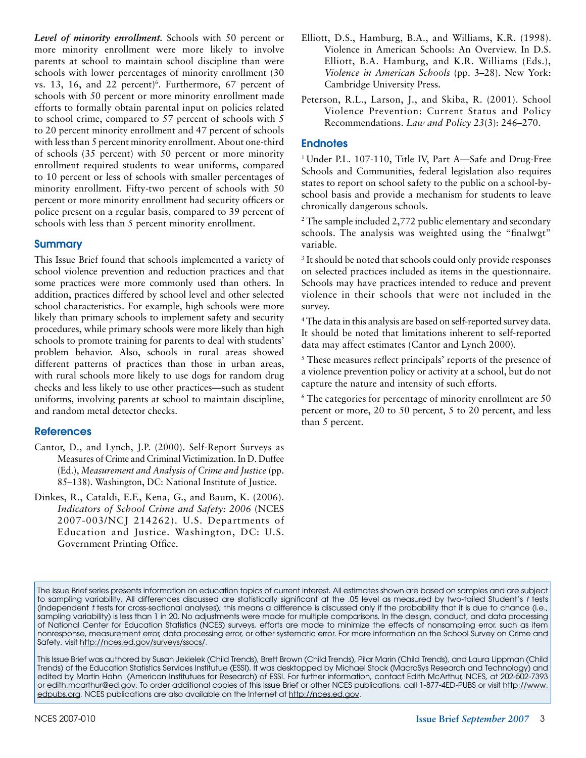***Level of minority enrollment.*** Schools with 50 percent or more minority enrollment were more likely to involve parents at school to maintain school discipline than were schools with lower percentages of minority enrollment (30 vs. 13, 16, and 22 percent)[6]. Furthermore, 67 percent of schools with 50 percent or more minority enrollment made efforts to formally obtain parental input on policies related to school crime, compared to 57 percent of schools with 5 to 20 percent minority enrollment and 47 percent of schools with less than 5 percent minority enrollment. About one-third of schools (35 percent) with 50 percent or more minority enrollment required students to wear uniforms, compared to 10 percent or less of schools with smaller percentages of minority enrollment. Fifty-two percent of schools with 50 percent or more minority enrollment had security officers or police present on a regular basis, compared to 39 percent of schools with less than 5 percent minority enrollment.

## Summary

This Issue Brief found that schools implemented a variety of school violence prevention and reduction practices and that some practices were more commonly used than others. In addition, practices differed by school level and other selected school characteristics. For example, high schools were more likely than primary schools to implement safety and security procedures, while primary schools were more likely than high schools to promote training for parents to deal with students' problem behavior. Also, schools in rural areas showed different patterns of practices than those in urban areas, with rural schools more likely to use dogs for random drug checks and less likely to use other practices—such as student uniforms, involving parents at school to maintain discipline, and random metal detector checks.

## References

Cantor, D., and Lynch, J.P. (2000). Self-Report Surveys as Measures of Crime and Criminal Victimization. In D. Duffee (Ed.), *Measurement and Analysis of Crime and Justice* (pp. 85–138). Washington, DC: National Institute of Justice.

Dinkes, R., Cataldi, E.F., Kena, G., and Baum, K. (2006). *Indicators of School Crime and Safety: 2006* (NCES 2007-003/NCJ 214262). U.S. Departments of Education and Justice. Washington, DC: U.S. Government Printing Office.

Elliott, D.S., Hamburg, B.A., and Williams, K.R. (1998). Violence in American Schools: An Overview. In D.S. Elliott, B.A. Hamburg, and K.R. Williams (Eds.), *Violence in American Schools* (pp. 3–28). New York: Cambridge University Press.

Peterson, R.L., Larson, J., and Skiba, R. (2001). School Violence Prevention: Current Status and Policy Recommendations. *Law and Policy 23*(3): 246–270.

## Endnotes

[1] Under P.L. 107-110, Title IV, Part A—Safe and Drug-Free Schools and Communities, federal legislation also requires states to report on school safety to the public on a school-by-school basis and provide a mechanism for students to leave chronically dangerous schools.

[2] The sample included 2,772 public elementary and secondary schools. The analysis was weighted using the "finalwgt" variable.

[3] It should be noted that schools could only provide responses on selected practices included as items in the questionnaire. Schools may have practices intended to reduce and prevent violence in their schools that were not included in the survey.

[4] The data in this analysis are based on self-reported survey data. It should be noted that limitations inherent to self-reported data may affect estimates (Cantor and Lynch 2000).

[5] These measures reflect principals' reports of the presence of a violence prevention policy or activity at a school, but do not capture the nature and intensity of such efforts.

[6] The categories for percentage of minority enrollment are 50 percent or more, 20 to 50 percent, 5 to 20 percent, and less than 5 percent.

The Issue Brief series presents information on education topics of current interest. All estimates shown are based on samples and are subject to sampling variability. All differences discussed are statistically significant at the .05 level as measured by two-tailed Student's *t* tests (independent *t* tests for cross-sectional analyses); this means a difference is discussed only if the probability that it is due to chance (i.e., sampling variability) is less than 1 in 20. No adjustments were made for multiple comparisons. In the design, conduct, and data processing of National Center for Education Statistics (NCES) surveys, efforts are made to minimize the effects of nonsampling error, such as item nonresponse, measurement error, data processing error, or other systematic error. For more information on the School Survey on Crime and Safety, visit http://nces.ed.gov/surveys/ssocs/.

This Issue Brief was authored by Susan Jekielek (Child Trends), Brett Brown (Child Trends), Pilar Marin (Child Trends), and Laura Lippman (Child Trends) of the Education Statistics Services Institutue (ESSI). It was desktopped by Michael Stock (MacroSys Research and Technology) and edited by Martin Hahn (American Institutues for Research) of ESSI. For further information, contact Edith McArthur, NCES, at 202-502-7393 or edith.mcarthur@ed.gov. To order additional copies of this Issue Brief or other NCES publications, call 1-877-4ED-PUBS or visit http://www.edpubs.org. NCES publications are also available on the Internet at http://nces.ed.gov.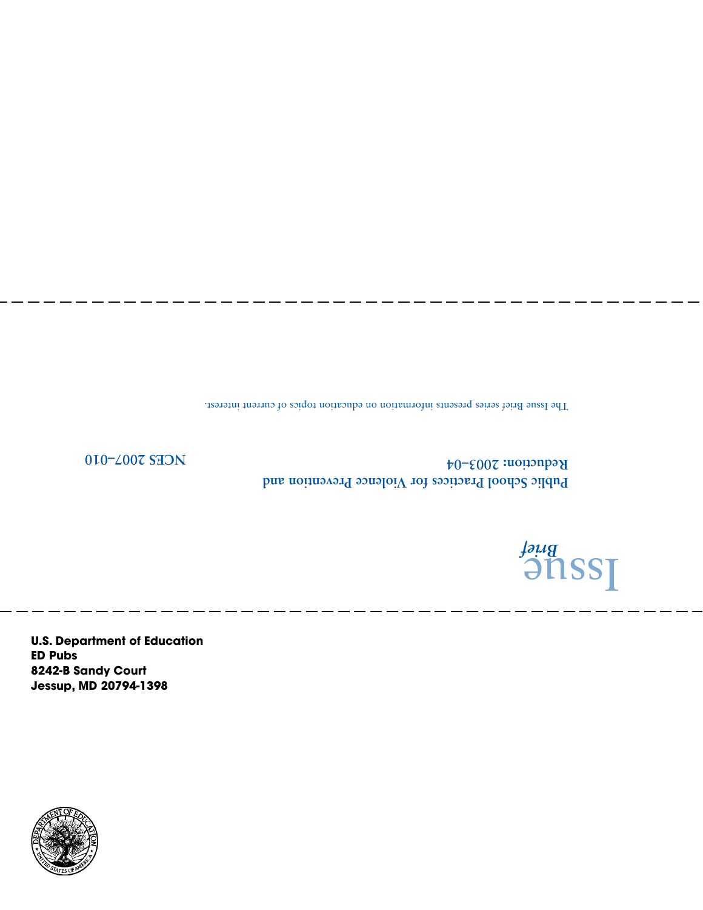Issue *Brief*

**Public School Practices for Violence Prevention and Reduction: 2003–04**

NCES 2007–010

The Issue Brief series presents information on education topics of current interest.

**U.S. Department of Education**
**ED Pubs**
**8242-B Sandy Court**
**Jessup, MD 20794-1398**